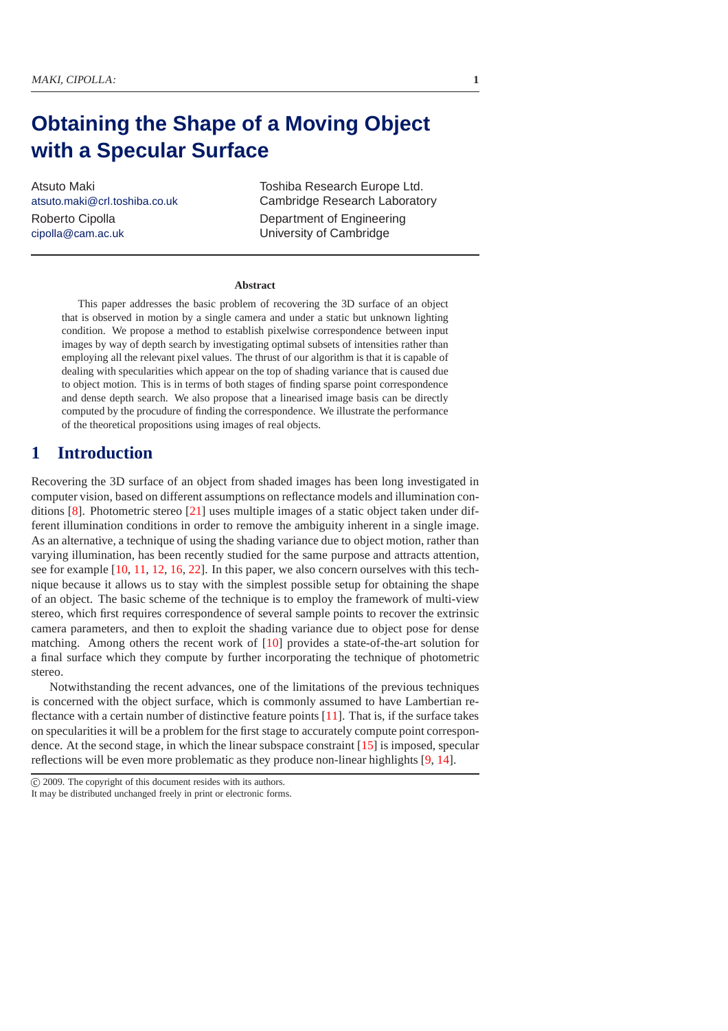# Obtaining the Shape of a Moving Object with a Specular Surface

Atsuto Maki
atsuto.maki@crl.toshiba.co.uk
Toshiba Research Europe Ltd.
Cambridge Research Laboratory

Roberto Cipolla
cipolla@cam.ac.uk
Department of Engineering
University of Cambridge

**Abstract**

This paper addresses the basic problem of recovering the 3D surface of an object that is observed in motion by a single camera and under a static but unknown lighting condition. We propose a method to establish pixelwise correspondence between input images by way of depth search by investigating optimal subsets of intensities rather than employing all the relevant pixel values. The thrust of our algorithm is that it is capable of dealing with specularities which appear on the top of shading variance that is caused due to object motion. This is in terms of both stages of finding sparse point correspondence and dense depth search. We also propose that a linearised image basis can be directly computed by the procudure of finding the correspondence. We illustrate the performance of the theoretical propositions using images of real objects.

## 1 Introduction

Recovering the 3D surface of an object from shaded images has been long investigated in computer vision, based on different assumptions on reflectance models and illumination conditions [8]. Photometric stereo [21] uses multiple images of a static object taken under different illumination conditions in order to remove the ambiguity inherent in a single image. As an alternative, a technique of using the shading variance due to object motion, rather than varying illumination, has been recently studied for the same purpose and attracts attention, see for example [10, 11, 12, 16, 22]. In this paper, we also concern ourselves with this technique because it allows us to stay with the simplest possible setup for obtaining the shape of an object. The basic scheme of the technique is to employ the framework of multi-view stereo, which first requires correspondence of several sample points to recover the extrinsic camera parameters, and then to exploit the shading variance due to object pose for dense matching. Among others the recent work of [10] provides a state-of-the-art solution for a final surface which they compute by further incorporating the technique of photometric stereo.

Notwithstanding the recent advances, one of the limitations of the previous techniques is concerned with the object surface, which is commonly assumed to have Lambertian reflectance with a certain number of distinctive feature points [11]. That is, if the surface takes on specularities it will be a problem for the first stage to accurately compute point correspondence. At the second stage, in which the linear subspace constraint [15] is imposed, specular reflections will be even more problematic as they produce non-linear highlights [9, 14].

© 2009. The copyright of this document resides with its authors.
It may be distributed unchanged freely in print or electronic forms.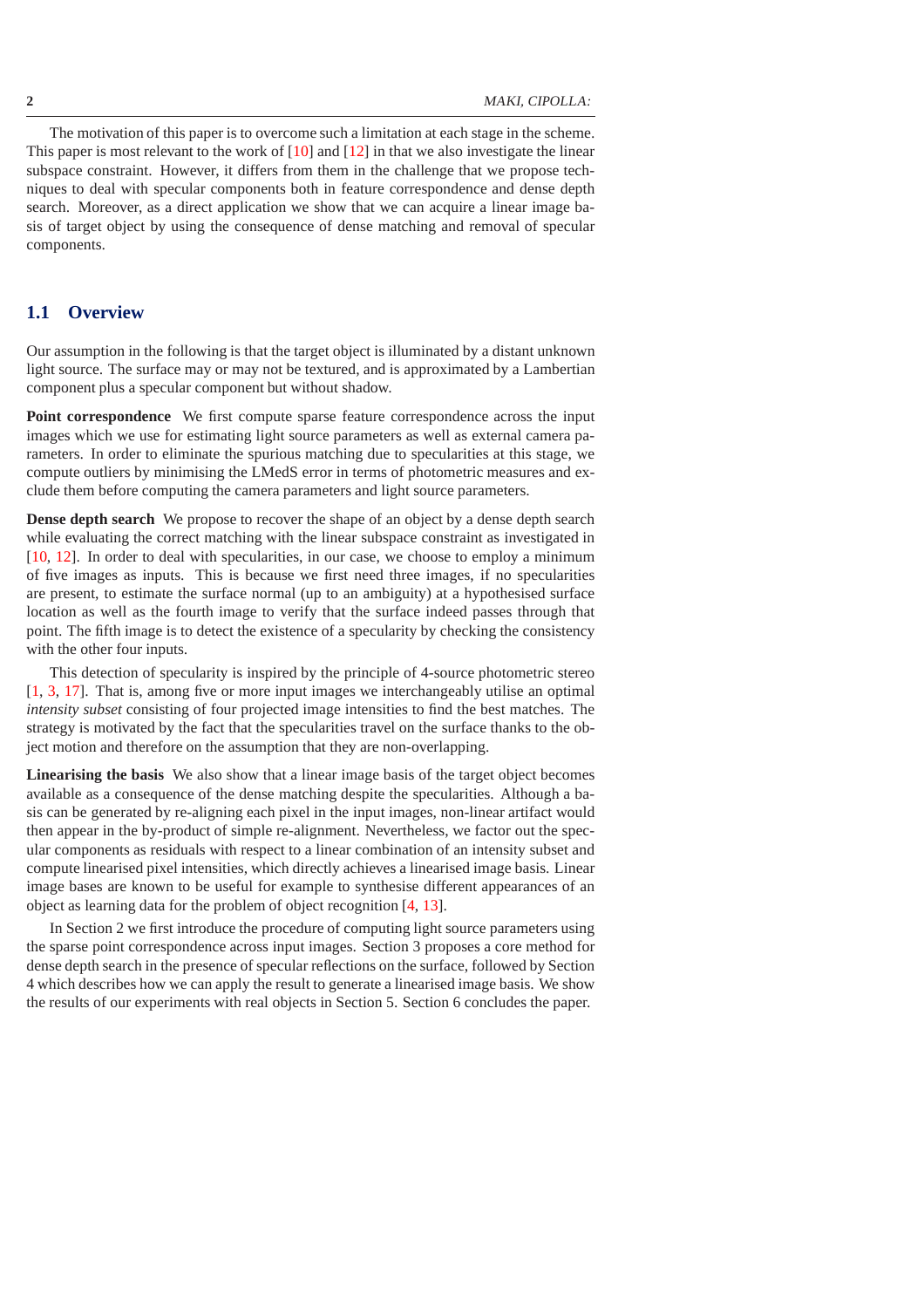The motivation of this paper is to overcome such a limitation at each stage in the scheme. This paper is most relevant to the work of [10] and [12] in that we also investigate the linear subspace constraint. However, it differs from them in the challenge that we propose techniques to deal with specular components both in feature correspondence and dense depth search. Moreover, as a direct application we show that we can acquire a linear image basis of target object by using the consequence of dense matching and removal of specular components.

## 1.1 Overview

Our assumption in the following is that the target object is illuminated by a distant unknown light source. The surface may or may not be textured, and is approximated by a Lambertian component plus a specular component but without shadow.

**Point correspondence** We first compute sparse feature correspondence across the input images which we use for estimating light source parameters as well as external camera parameters. In order to eliminate the spurious matching due to specularities at this stage, we compute outliers by minimising the LMedS error in terms of photometric measures and exclude them before computing the camera parameters and light source parameters.

**Dense depth search** We propose to recover the shape of an object by a dense depth search while evaluating the correct matching with the linear subspace constraint as investigated in [10, 12]. In order to deal with specularities, in our case, we choose to employ a minimum of five images as inputs. This is because we first need three images, if no specularities are present, to estimate the surface normal (up to an ambiguity) at a hypothesised surface location as well as the fourth image to verify that the surface indeed passes through that point. The fifth image is to detect the existence of a specularity by checking the consistency with the other four inputs.

This detection of specularity is inspired by the principle of 4-source photometric stereo [1, 3, 17]. That is, among five or more input images we interchangeably utilise an optimal *intensity subset* consisting of four projected image intensities to find the best matches. The strategy is motivated by the fact that the specularities travel on the surface thanks to the object motion and therefore on the assumption that they are non-overlapping.

**Linearising the basis** We also show that a linear image basis of the target object becomes available as a consequence of the dense matching despite the specularities. Although a basis can be generated by re-aligning each pixel in the input images, non-linear artifact would then appear in the by-product of simple re-alignment. Nevertheless, we factor out the specular components as residuals with respect to a linear combination of an intensity subset and compute linearised pixel intensities, which directly achieves a linearised image basis. Linear image bases are known to be useful for example to synthesise different appearances of an object as learning data for the problem of object recognition [4, 13].

In Section 2 we first introduce the procedure of computing light source parameters using the sparse point correspondence across input images. Section 3 proposes a core method for dense depth search in the presence of specular reflections on the surface, followed by Section 4 which describes how we can apply the result to generate a linearised image basis. We show the results of our experiments with real objects in Section 5. Section 6 concludes the paper.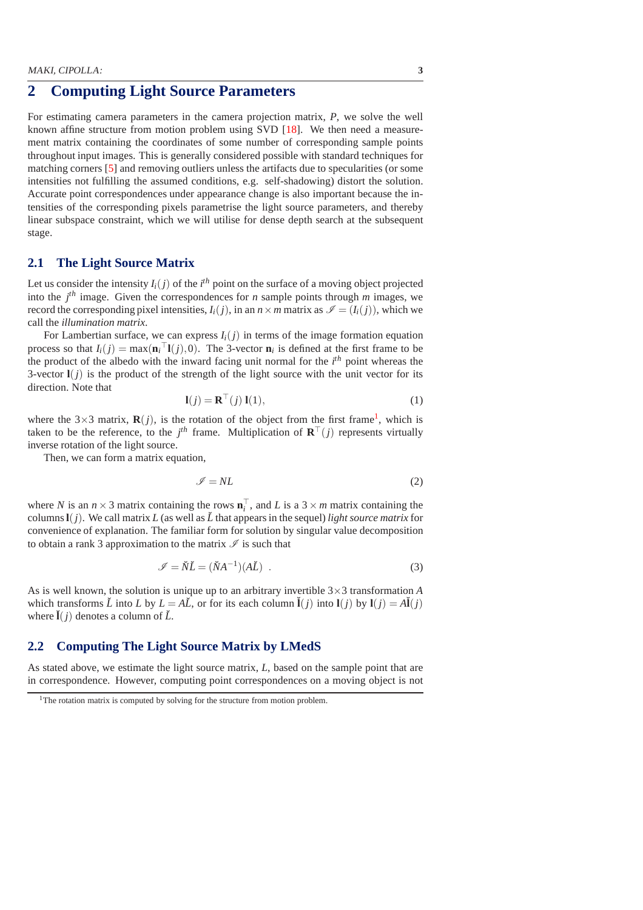# 2 Computing Light Source Parameters

For estimating camera parameters in the camera projection matrix, $P$, we solve the well known affine structure from motion problem using SVD [18]. We then need a measurement matrix containing the coordinates of some number of corresponding sample points throughout input images. This is generally considered possible with standard techniques for matching corners [5] and removing outliers unless the artifacts due to specularities (or some intensities not fulfilling the assumed conditions, e.g. self-shadowing) distort the solution. Accurate point correspondences under appearance change is also important because the intensities of the corresponding pixels parametrise the light source parameters, and thereby linear subspace constraint, which we will utilise for dense depth search at the subsequent stage.

## 2.1 The Light Source Matrix

Let us consider the intensity $I_i(j)$ of the $i^{th}$ point on the surface of a moving object projected into the $j^{th}$ image. Given the correspondences for $n$ sample points through $m$ images, we record the corresponding pixel intensities, $I_i(j)$, in an $n \times m$ matrix as $\mathscr{I} = (I_i(j))$, which we call the *illumination matrix*.

For Lambertian surface, we can express $I_i(j)$ in terms of the image formation equation process so that $I_i(j) = \max(\mathbf{n}_i{}^\top \mathbf{l}(j), 0)$. The 3-vector $\mathbf{n}_i$ is defined at the first frame to be the product of the albedo with the inward facing unit normal for the $i^{th}$ point whereas the 3-vector $\mathbf{l}(j)$ is the product of the strength of the light source with the unit vector for its direction. Note that

$$\mathbf{l}(j) = \mathbf{R}^\top(j)\, \mathbf{l}(1), \tag{1}$$

where the $3\times3$ matrix, $\mathbf{R}(j)$, is the rotation of the object from the first frame[1], which is taken to be the reference, to the $j^{th}$ frame. Multiplication of $\mathbf{R}^\top(j)$ represents virtually inverse rotation of the light source.

Then, we can form a matrix equation,

$$\mathscr{I} = NL \tag{2}$$

where $N$ is an $n \times 3$ matrix containing the rows $\mathbf{n}_i^\top$, and $L$ is a $3 \times m$ matrix containing the columns $\mathbf{l}(j)$. We call matrix $L$ (as well as $\check{L}$ that appears in the sequel) *light source matrix* for convenience of explanation. The familiar form for solution by singular value decomposition to obtain a rank 3 approximation to the matrix $\mathscr{I}$ is such that

$$\mathscr{I} = \check{N}\check{L} = (\check{N}A^{-1})(A\check{L}) \ . \tag{3}$$

As is well known, the solution is unique up to an arbitrary invertible $3\times3$ transformation $A$ which transforms $\check{L}$ into $L$ by $L = A\check{L}$, or for its each column $\check{\mathbf{l}}(j)$ into $\mathbf{l}(j)$ by $\mathbf{l}(j) = A\check{\mathbf{l}}(j)$ where $\check{\mathbf{l}}(j)$ denotes a column of $\check{L}$.

## 2.2 Computing The Light Source Matrix by LMedS

As stated above, we estimate the light source matrix, $L$, based on the sample point that are in correspondence. However, computing point correspondences on a moving object is not

[1] The rotation matrix is computed by solving for the structure from motion problem.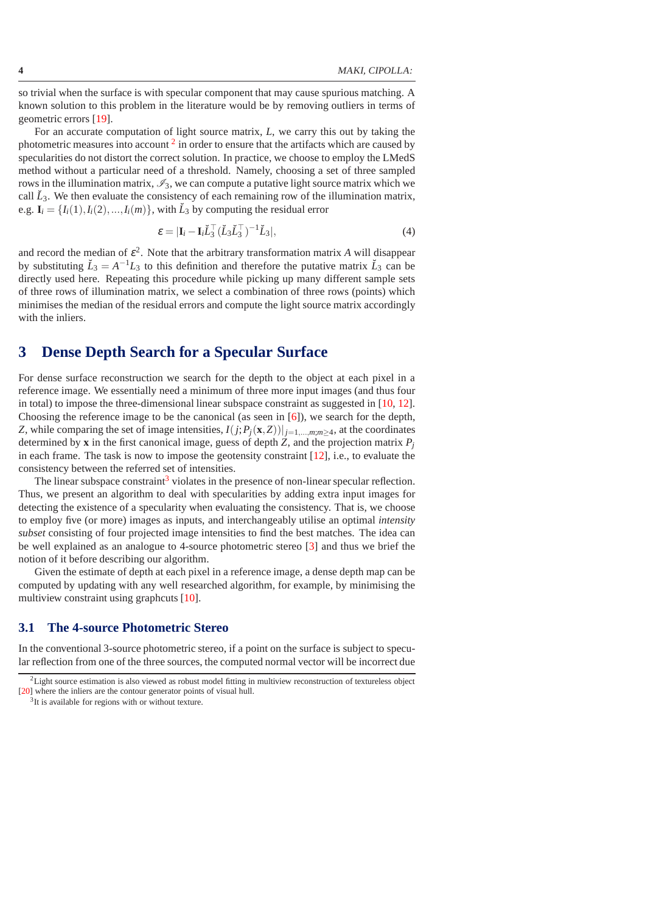so trivial when the surface is with specular component that may cause spurious matching. A known solution to this problem in the literature would be by removing outliers in terms of geometric errors [19].

For an accurate computation of light source matrix, $L$, we carry this out by taking the photometric measures into account [2] in order to ensure that the artifacts which are caused by specularities do not distort the correct solution. In practice, we choose to employ the LMedS method without a particular need of a threshold. Namely, choosing a set of three sampled rows in the illumination matrix, $\mathscr{I}_3$, we can compute a putative light source matrix which we call $\check{L}_3$. We then evaluate the consistency of each remaining row of the illumination matrix, e.g. $\mathbf{I}_i = \{I_i(1), I_i(2), ..., I_i(m)\}$, with $\check{L}_3$ by computing the residual error

$$\varepsilon = |\mathbf{I}_i - \mathbf{I}_i \check{L}_3^\top (\check{L}_3 \check{L}_3^\top)^{-1} \check{L}_3|, \tag{4}$$

and record the median of $\varepsilon^2$. Note that the arbitrary transformation matrix $A$ will disappear by substituting $\check{L}_3 = A^{-1} L_3$ to this definition and therefore the putative matrix $\check{L}_3$ can be directly used here. Repeating this procedure while picking up many different sample sets of three rows of illumination matrix, we select a combination of three rows (points) which minimises the median of the residual errors and compute the light source matrix accordingly with the inliers.

# 3 Dense Depth Search for a Specular Surface

For dense surface reconstruction we search for the depth to the object at each pixel in a reference image. We essentially need a minimum of three more input images (and thus four in total) to impose the three-dimensional linear subspace constraint as suggested in [10, 12]. Choosing the reference image to be the canonical (as seen in [6]), we search for the depth, $Z$, while comparing the set of image intensities, $I(j; P_j(\mathbf{x}, Z))|_{j=1,...,m; m \geq 4}$, at the coordinates determined by $\mathbf{x}$ in the first canonical image, guess of depth $Z$, and the projection matrix $P_j$ in each frame. The task is now to impose the geotensity constraint [12], i.e., to evaluate the consistency between the referred set of intensities.

The linear subspace constraint[3] violates in the presence of non-linear specular reflection. Thus, we present an algorithm to deal with specularities by adding extra input images for detecting the existence of a specularity when evaluating the consistency. That is, we choose to employ five (or more) images as inputs, and interchangeably utilise an optimal *intensity subset* consisting of four projected image intensities to find the best matches. The idea can be well explained as an analogue to 4-source photometric stereo [3] and thus we brief the notion of it before describing our algorithm.

Given the estimate of depth at each pixel in a reference image, a dense depth map can be computed by updating with any well researched algorithm, for example, by minimising the multiview constraint using graphcuts [10].

## 3.1 The 4-source Photometric Stereo

In the conventional 3-source photometric stereo, if a point on the surface is subject to specular reflection from one of the three sources, the computed normal vector will be incorrect due

[2] Light source estimation is also viewed as robust model fitting in multiview reconstruction of textureless object [20] where the inliers are the contour generator points of visual hull.

[3] It is available for regions with or without texture.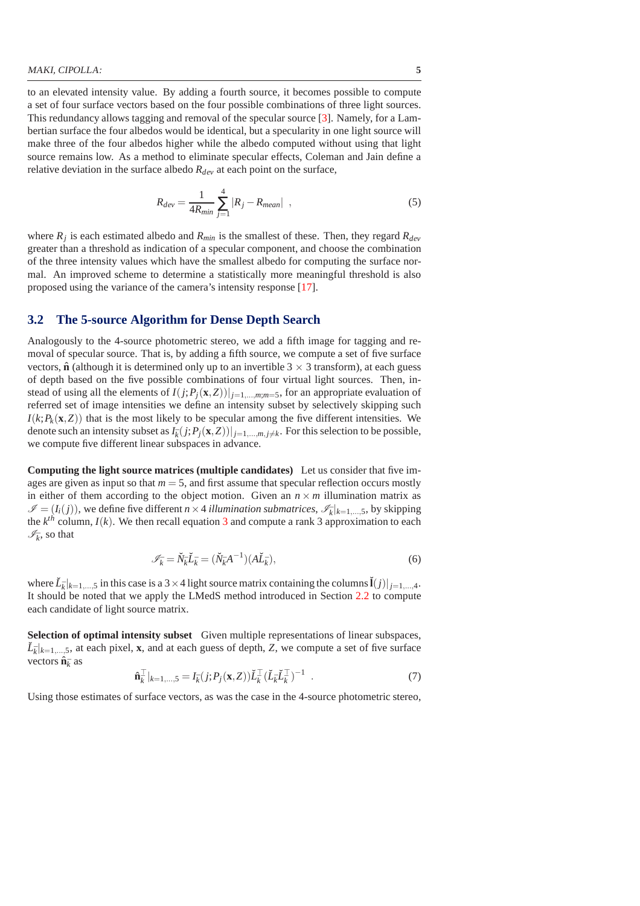to an elevated intensity value. By adding a fourth source, it becomes possible to compute a set of four surface vectors based on the four possible combinations of three light sources. This redundancy allows tagging and removal of the specular source [3]. Namely, for a Lambertian surface the four albedos would be identical, but a specularity in one light source will make three of the four albedos higher while the albedo computed without using that light source remains low. As a method to eliminate specular effects, Coleman and Jain define a relative deviation in the surface albedo $R_{dev}$ at each point on the surface,

$$R_{dev} = \frac{1}{4R_{min}} \sum_{j=1}^{4} |R_j - R_{mean}| \ , \tag{5}$$

where $R_j$ is each estimated albedo and $R_{min}$ is the smallest of these. Then, they regard $R_{dev}$ greater than a threshold as indication of a specular component, and choose the combination of the three intensity values which have the smallest albedo for computing the surface normal. An improved scheme to determine a statistically more meaningful threshold is also proposed using the variance of the camera's intensity response [17].

## 3.2 The 5-source Algorithm for Dense Depth Search

Analogously to the 4-source photometric stereo, we add a fifth image for tagging and removal of specular source. That is, by adding a fifth source, we compute a set of five surface vectors, $\hat{\mathbf{n}}$ (although it is determined only up to an invertible $3 \times 3$ transform), at each guess of depth based on the five possible combinations of four virtual light sources. Then, instead of using all the elements of $I(j; P_j(\mathbf{x}, Z))|_{j=1,\dots,m; m=5}$, for an appropriate evaluation of referred set of image intensities we define an intensity subset by selectively skipping such $I(k; P_k(\mathbf{x}, Z))$ that is the most likely to be specular among the five different intensities. We denote such an intensity subset as $I_{\bar{k}}(j; P_j(\mathbf{x}, Z))|_{j=1,\dots,m, j \neq k}$. For this selection to be possible, we compute five different linear subspaces in advance.

**Computing the light source matrices (multiple candidates)** Let us consider that five images are given as input so that $m = 5$, and first assume that specular reflection occurs mostly in either of them according to the object motion. Given an $n \times m$ illumination matrix as $\mathscr{I} = (I_i(j))$, we define five different $n \times 4$ *illumination submatrices*, $\mathscr{I}_{\bar{k}}|_{k=1,\dots,5}$, by skipping the $k^{th}$ column, $I(k)$. We then recall equation 3 and compute a rank 3 approximation to each $\mathscr{I}_{\bar{k}}$, so that

$$\mathscr{I}_{\bar{k}} = \check{N}_{\bar{k}} \check{L}_{\bar{k}} = (\check{N}_{\bar{k}} A^{-1})(A \check{L}_{\bar{k}}), \tag{6}$$

where $\check{L}_{\bar{k}}|_{k=1,\dots,5}$ in this case is a $3 \times 4$ light source matrix containing the columns $\check{\mathbf{l}}(j)|_{j=1,\dots,4}$. It should be noted that we apply the LMedS method introduced in Section 2.2 to compute each candidate of light source matrix.

**Selection of optimal intensity subset** Given multiple representations of linear subspaces, $\check{L}_{\bar{k}}|_{k=1,\dots,5}$, at each pixel, $\mathbf{x}$, and at each guess of depth, $Z$, we compute a set of five surface vectors $\hat{\mathbf{n}}_{\bar{k}}$ as

$$\hat{\mathbf{n}}_{\bar{k}}^{\top}|_{k=1,\dots,5} = I_{\bar{k}}(j; P_j(\mathbf{x}, Z)) \check{L}_{\bar{k}}^{\top} (\check{L}_{\bar{k}} \check{L}_{\bar{k}}^{\top})^{-1} \ . \tag{7}$$

Using those estimates of surface vectors, as was the case in the 4-source photometric stereo,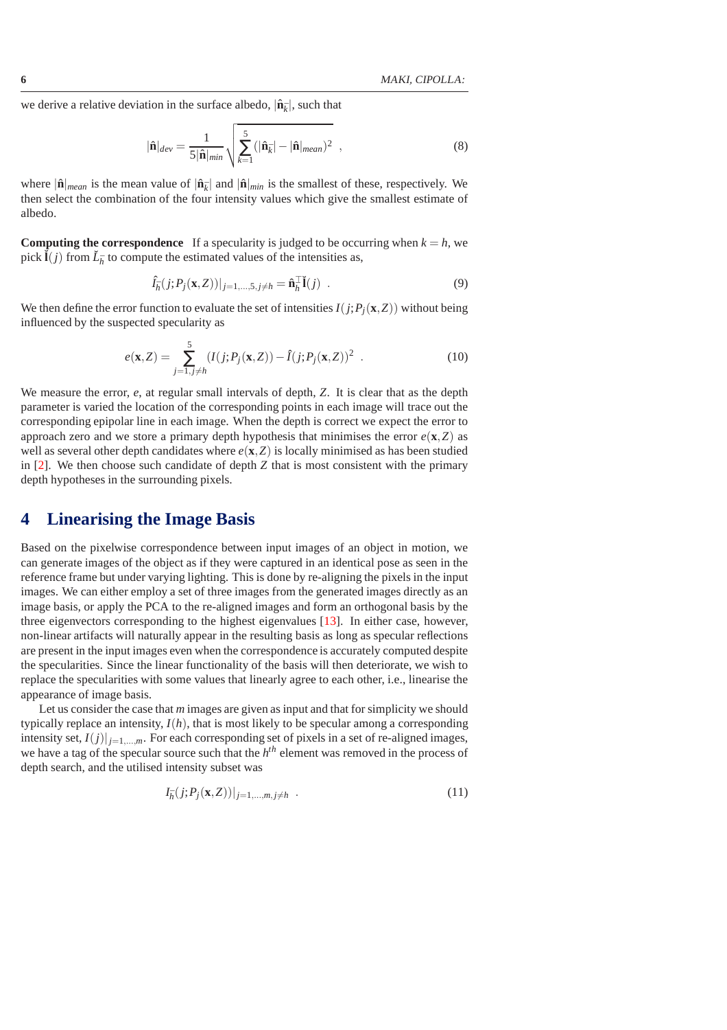we derive a relative deviation in the surface albedo, $|\hat{\mathbf{n}}_{\bar{k}}|$, such that

$$|\hat{\mathbf{n}}|_{dev} = \frac{1}{5|\hat{\mathbf{n}}|_{min}} \sqrt{\sum_{k=1}^{5} (|\hat{\mathbf{n}}_{\bar{k}}| - |\hat{\mathbf{n}}|_{mean})^2} \ , \tag{8}$$

where $|\hat{\mathbf{n}}|_{mean}$ is the mean value of $|\hat{\mathbf{n}}_{\bar{k}}|$ and $|\hat{\mathbf{n}}|_{min}$ is the smallest of these, respectively. We then select the combination of the four intensity values which give the smallest estimate of albedo.

**Computing the correspondence** If a specularity is judged to be occurring when $k = h$, we pick $\check{\mathbf{l}}(j)$ from $\check{L}_{\bar{h}}$ to compute the estimated values of the intensities as,

$$\hat{I}_{\bar{h}}(j; P_j(\mathbf{x}, Z))|_{j=1,\ldots,5, j \neq h} = \hat{\mathbf{n}}_{\bar{h}}^{\top} \check{\mathbf{l}}(j) \ . \tag{9}$$

We then define the error function to evaluate the set of intensities $I(j; P_j(\mathbf{x}, Z))$ without being influenced by the suspected specularity as

$$e(\mathbf{x}, Z) = \sum_{j=1, j \neq h}^{5} (I(j; P_j(\mathbf{x}, Z)) - \hat{I}(j; P_j(\mathbf{x}, Z))^2 \ . \tag{10}$$

We measure the error, $e$, at regular small intervals of depth, $Z$. It is clear that as the depth parameter is varied the location of the corresponding points in each image will trace out the corresponding epipolar line in each image. When the depth is correct we expect the error to approach zero and we store a primary depth hypothesis that minimises the error $e(\mathbf{x}, Z)$ as well as several other depth candidates where $e(\mathbf{x}, Z)$ is locally minimised as has been studied in [2]. We then choose such candidate of depth $Z$ that is most consistent with the primary depth hypotheses in the surrounding pixels.

## 4 Linearising the Image Basis

Based on the pixelwise correspondence between input images of an object in motion, we can generate images of the object as if they were captured in an identical pose as seen in the reference frame but under varying lighting. This is done by re-aligning the pixels in the input images. We can either employ a set of three images from the generated images directly as an image basis, or apply the PCA to the re-aligned images and form an orthogonal basis by the three eigenvectors corresponding to the highest eigenvalues [13]. In either case, however, non-linear artifacts will naturally appear in the resulting basis as long as specular reflections are present in the input images even when the correspondence is accurately computed despite the specularities. Since the linear functionality of the basis will then deteriorate, we wish to replace the specularities with some values that linearly agree to each other, i.e., linearise the appearance of image basis.

Let us consider the case that $m$ images are given as input and that for simplicity we should typically replace an intensity, $I(h)$, that is most likely to be specular among a corresponding intensity set, $I(j)|_{j=1,\ldots,m}$. For each corresponding set of pixels in a set of re-aligned images, we have a tag of the specular source such that the $h^{th}$ element was removed in the process of depth search, and the utilised intensity subset was

$$I_{\bar{h}}(j; P_j(\mathbf{x}, Z))|_{j=1,\ldots,m, j \neq h} \ . \tag{11}$$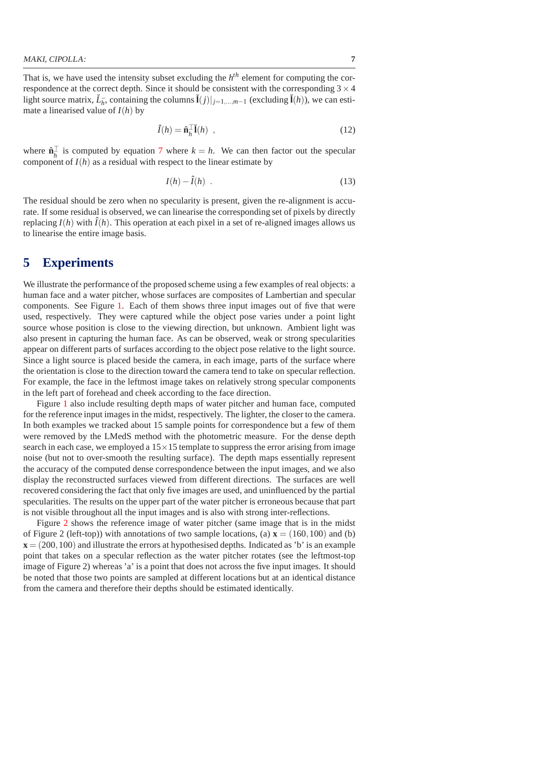That is, we have used the intensity subset excluding the $h^{th}$ element for computing the correspondence at the correct depth. Since it should be consistent with the corresponding $3 \times 4$ light source matrix, $\check{L}_h^-$, containing the columns $\check{\mathbf{l}}(j)|_{j=1,\dots,m-1}$ (excluding $\check{\mathbf{l}}(h)$), we can estimate a linearised value of $I(h)$ by

$$\hat{I}(h) = \hat{\mathbf{n}}_h^{-\top} \check{\mathbf{l}}(h) \ , \tag{12}$$

where $\hat{\mathbf{n}}_h^{-\top}$ is computed by equation 7 where $k = h$. We can then factor out the specular component of $I(h)$ as a residual with respect to the linear estimate by

$$I(h) - \hat{I}(h) \ . \tag{13}$$

The residual should be zero when no specularity is present, given the re-alignment is accurate. If some residual is observed, we can linearise the corresponding set of pixels by directly replacing $I(h)$ with $\hat{I}(h)$. This operation at each pixel in a set of re-aligned images allows us to linearise the entire image basis.

# 5 Experiments

We illustrate the performance of the proposed scheme using a few examples of real objects: a human face and a water pitcher, whose surfaces are composites of Lambertian and specular components. See Figure 1. Each of them shows three input images out of five that were used, respectively. They were captured while the object pose varies under a point light source whose position is close to the viewing direction, but unknown. Ambient light was also present in capturing the human face. As can be observed, weak or strong specularities appear on different parts of surfaces according to the object pose relative to the light source. Since a light source is placed beside the camera, in each image, parts of the surface where the orientation is close to the direction toward the camera tend to take on specular reflection. For example, the face in the leftmost image takes on relatively strong specular components in the left part of forehead and cheek according to the face direction.

Figure 1 also include resulting depth maps of water pitcher and human face, computed for the reference input images in the midst, respectively. The lighter, the closer to the camera. In both examples we tracked about 15 sample points for correspondence but a few of them were removed by the LMedS method with the photometric measure. For the dense depth search in each case, we employed a $15 \times 15$ template to suppress the error arising from image noise (but not to over-smooth the resulting surface). The depth maps essentially represent the accuracy of the computed dense correspondence between the input images, and we also display the reconstructed surfaces viewed from different directions. The surfaces are well recovered considering the fact that only five images are used, and uninfluenced by the partial specularities. The results on the upper part of the water pitcher is erroneous because that part is not visible throughout all the input images and is also with strong inter-reflections.

Figure 2 shows the reference image of water pitcher (same image that is in the midst of Figure 2 (left-top)) with annotations of two sample locations, (a) $\mathbf{x} = (160, 100)$ and (b) $\mathbf{x} = (200, 100)$ and illustrate the errors at hypothesised depths. Indicated as 'b' is an example point that takes on a specular reflection as the water pitcher rotates (see the leftmost-top image of Figure 2) whereas 'a' is a point that does not across the five input images. It should be noted that those two points are sampled at different locations but at an identical distance from the camera and therefore their depths should be estimated identically.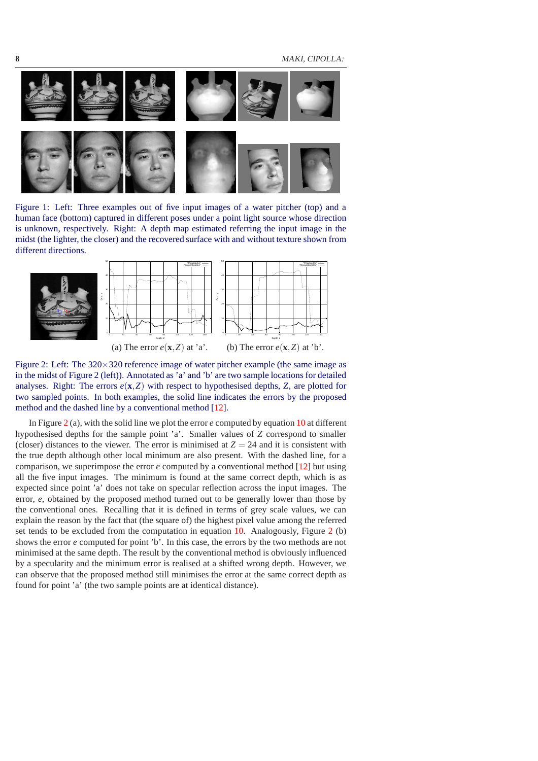Figure 1: Left: Three examples out of five input images of a water pitcher (top) and a human face (bottom) captured in different poses under a point light source whose direction is unknown, respectively. Right: A depth map estimated referring the input image in the midst (the lighter, the closer) and the recovered surface with and without texture shown from different directions.

(a) The error $e(\mathbf{x}, Z)$ at 'a'. (b) The error $e(\mathbf{x}, Z)$ at 'b'.

Figure 2: Left: The $320 \times 320$ reference image of water pitcher example (the same image as in the midst of Figure 2 (left)). Annotated as 'a' and 'b' are two sample locations for detailed analyses. Right: The errors $e(\mathbf{x}, Z)$ with respect to hypothesised depths, $Z$, are plotted for two sampled points. In both examples, the solid line indicates the errors by the proposed method and the dashed line by a conventional method [12].

In Figure 2 (a), with the solid line we plot the error $e$ computed by equation 10 at different hypothesised depths for the sample point 'a'. Smaller values of $Z$ correspond to smaller (closer) distances to the viewer. The error is minimised at $Z = 24$ and it is consistent with the true depth although other local minimum are also present. With the dashed line, for a comparison, we superimpose the error $e$ computed by a conventional method [12] but using all the five input images. The minimum is found at the same correct depth, which is as expected since point 'a' does not take on specular reflection across the input images. The error, $e$, obtained by the proposed method turned out to be generally lower than those by the conventional ones. Recalling that it is defined in terms of grey scale values, we can explain the reason by the fact that (the square of) the highest pixel value among the referred set tends to be excluded from the computation in equation 10. Analogously, Figure 2 (b) shows the error $e$ computed for point 'b'. In this case, the errors by the two methods are not minimised at the same depth. The result by the conventional method is obviously influenced by a specularity and the minimum error is realised at a shifted wrong depth. However, we can observe that the proposed method still minimises the error at the same correct depth as found for point 'a' (the two sample points are at identical distance).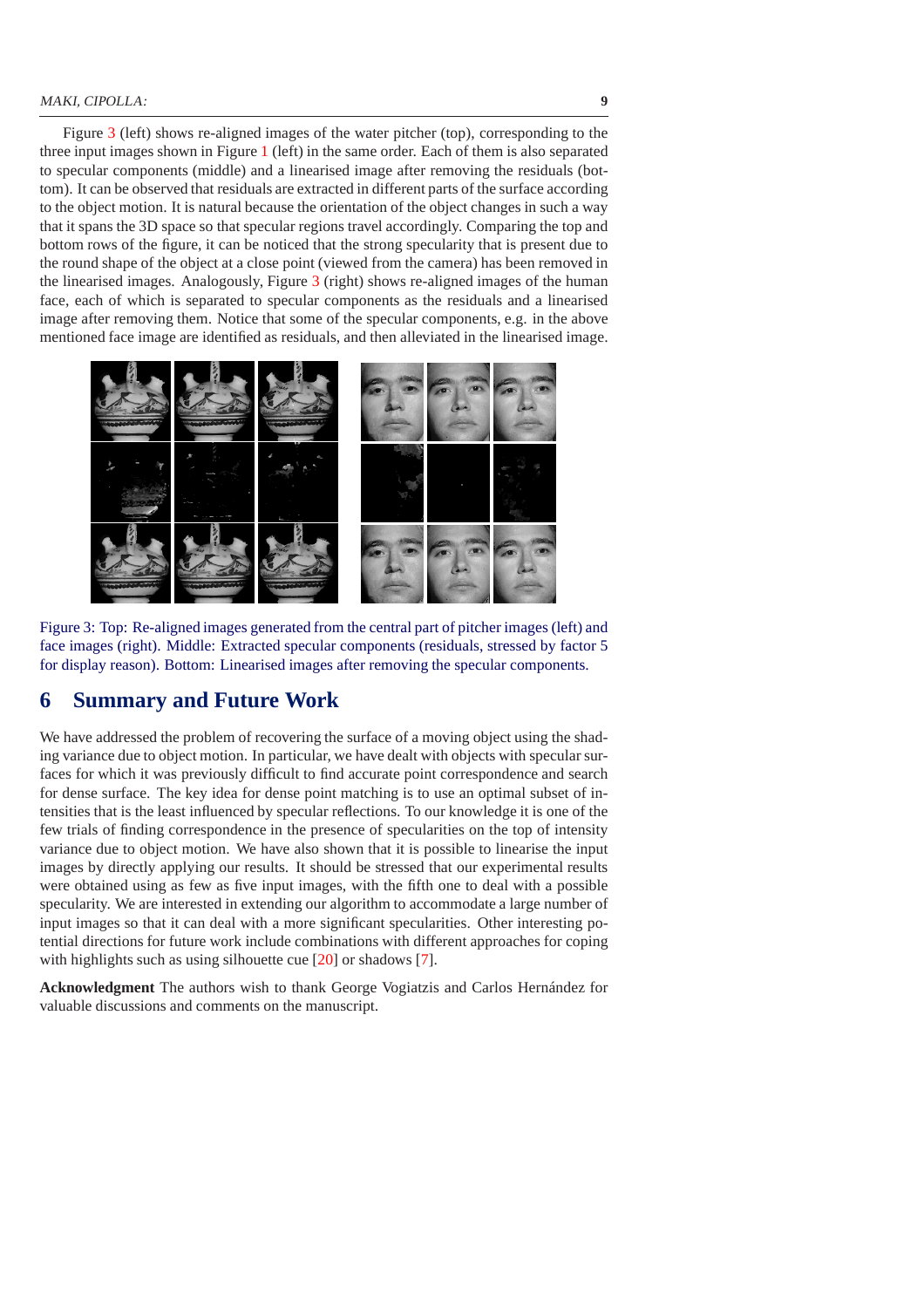Figure 3 (left) shows re-aligned images of the water pitcher (top), corresponding to the three input images shown in Figure 1 (left) in the same order. Each of them is also separated to specular components (middle) and a linearised image after removing the residuals (bottom). It can be observed that residuals are extracted in different parts of the surface according to the object motion. It is natural because the orientation of the object changes in such a way that it spans the 3D space so that specular regions travel accordingly. Comparing the top and bottom rows of the figure, it can be noticed that the strong specularity that is present due to the round shape of the object at a close point (viewed from the camera) has been removed in the linearised images. Analogously, Figure 3 (right) shows re-aligned images of the human face, each of which is separated to specular components as the residuals and a linearised image after removing them. Notice that some of the specular components, e.g. in the above mentioned face image are identified as residuals, and then alleviated in the linearised image.

Figure 3: Top: Re-aligned images generated from the central part of pitcher images (left) and face images (right). Middle: Extracted specular components (residuals, stressed by factor 5 for display reason). Bottom: Linearised images after removing the specular components.

## 6 Summary and Future Work

We have addressed the problem of recovering the surface of a moving object using the shading variance due to object motion. In particular, we have dealt with objects with specular surfaces for which it was previously difficult to find accurate point correspondence and search for dense surface. The key idea for dense point matching is to use an optimal subset of intensities that is the least influenced by specular reflections. To our knowledge it is one of the few trials of finding correspondence in the presence of specularities on the top of intensity variance due to object motion. We have also shown that it is possible to linearise the input images by directly applying our results. It should be stressed that our experimental results were obtained using as few as five input images, with the fifth one to deal with a possible specularity. We are interested in extending our algorithm to accommodate a large number of input images so that it can deal with a more significant specularities. Other interesting potential directions for future work include combinations with different approaches for coping with highlights such as using silhouette cue [20] or shadows [7].

**Acknowledgment** The authors wish to thank George Vogiatzis and Carlos Hernández for valuable discussions and comments on the manuscript.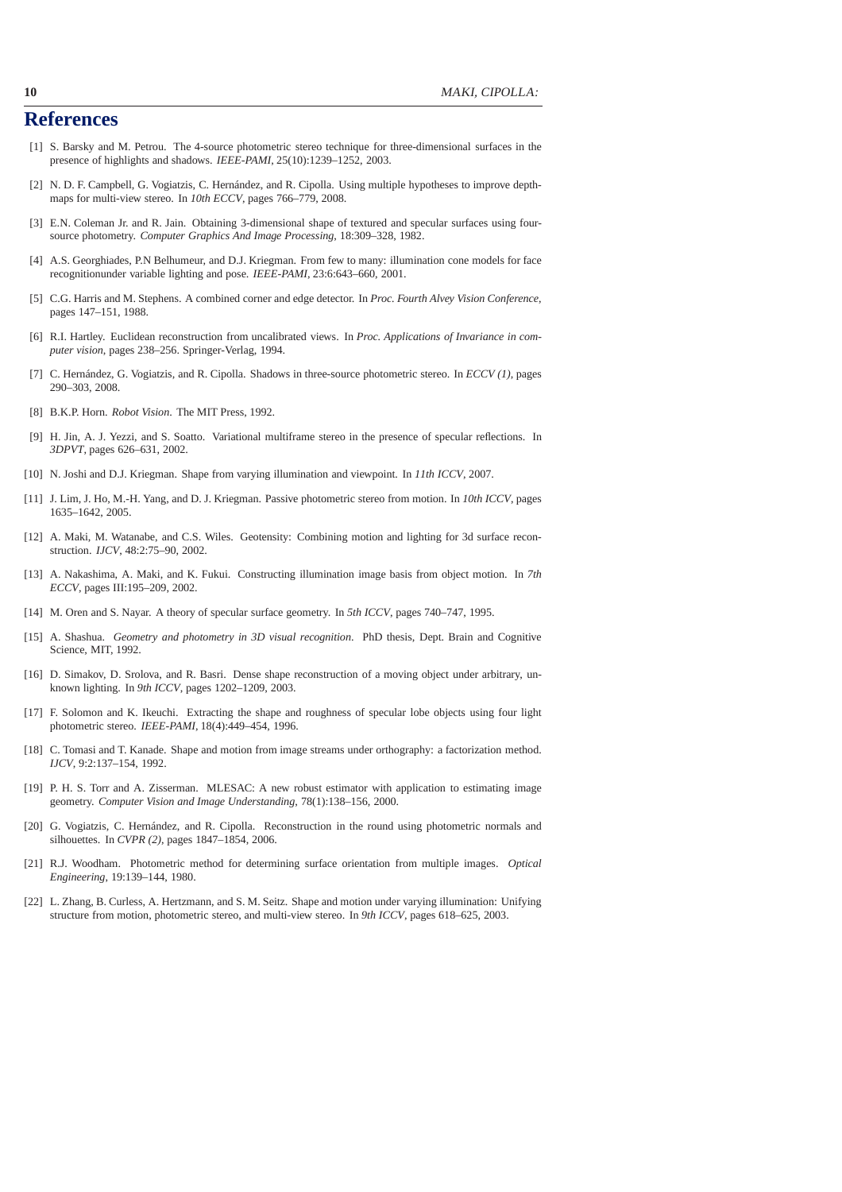# References

[1] S. Barsky and M. Petrou. The 4-source photometric stereo technique for three-dimensional surfaces in the presence of highlights and shadows. *IEEE-PAMI*, 25(10):1239–1252, 2003.

[2] N. D. F. Campbell, G. Vogiatzis, C. Hernández, and R. Cipolla. Using multiple hypotheses to improve depth-maps for multi-view stereo. In *10th ECCV*, pages 766–779, 2008.

[3] E.N. Coleman Jr. and R. Jain. Obtaining 3-dimensional shape of textured and specular surfaces using four-source photometry. *Computer Graphics And Image Processing*, 18:309–328, 1982.

[4] A.S. Georghiades, P.N Belhumeur, and D.J. Kriegman. From few to many: illumination cone models for face recognitionunder variable lighting and pose. *IEEE-PAMI*, 23:6:643–660, 2001.

[5] C.G. Harris and M. Stephens. A combined corner and edge detector. In *Proc. Fourth Alvey Vision Conference*, pages 147–151, 1988.

[6] R.I. Hartley. Euclidean reconstruction from uncalibrated views. In *Proc. Applications of Invariance in computer vision*, pages 238–256. Springer-Verlag, 1994.

[7] C. Hernández, G. Vogiatzis, and R. Cipolla. Shadows in three-source photometric stereo. In *ECCV (1)*, pages 290–303, 2008.

[8] B.K.P. Horn. *Robot Vision*. The MIT Press, 1992.

[9] H. Jin, A. J. Yezzi, and S. Soatto. Variational multiframe stereo in the presence of specular reflections. In *3DPVT*, pages 626–631, 2002.

[10] N. Joshi and D.J. Kriegman. Shape from varying illumination and viewpoint. In *11th ICCV*, 2007.

[11] J. Lim, J. Ho, M.-H. Yang, and D. J. Kriegman. Passive photometric stereo from motion. In *10th ICCV*, pages 1635–1642, 2005.

[12] A. Maki, M. Watanabe, and C.S. Wiles. Geotensity: Combining motion and lighting for 3d surface reconstruction. *IJCV*, 48:2:75–90, 2002.

[13] A. Nakashima, A. Maki, and K. Fukui. Constructing illumination image basis from object motion. In *7th ECCV*, pages III:195–209, 2002.

[14] M. Oren and S. Nayar. A theory of specular surface geometry. In *5th ICCV*, pages 740–747, 1995.

[15] A. Shashua. *Geometry and photometry in 3D visual recognition*. PhD thesis, Dept. Brain and Cognitive Science, MIT, 1992.

[16] D. Simakov, D. Srolova, and R. Basri. Dense shape reconstruction of a moving object under arbitrary, unknown lighting. In *9th ICCV*, pages 1202–1209, 2003.

[17] F. Solomon and K. Ikeuchi. Extracting the shape and roughness of specular lobe objects using four light photometric stereo. *IEEE-PAMI*, 18(4):449–454, 1996.

[18] C. Tomasi and T. Kanade. Shape and motion from image streams under orthography: a factorization method. *IJCV*, 9:2:137–154, 1992.

[19] P. H. S. Torr and A. Zisserman. MLESAC: A new robust estimator with application to estimating image geometry. *Computer Vision and Image Understanding*, 78(1):138–156, 2000.

[20] G. Vogiatzis, C. Hernández, and R. Cipolla. Reconstruction in the round using photometric normals and silhouettes. In *CVPR (2)*, pages 1847–1854, 2006.

[21] R.J. Woodham. Photometric method for determining surface orientation from multiple images. *Optical Engineering*, 19:139–144, 1980.

[22] L. Zhang, B. Curless, A. Hertzmann, and S. M. Seitz. Shape and motion under varying illumination: Unifying structure from motion, photometric stereo, and multi-view stereo. In *9th ICCV*, pages 618–625, 2003.